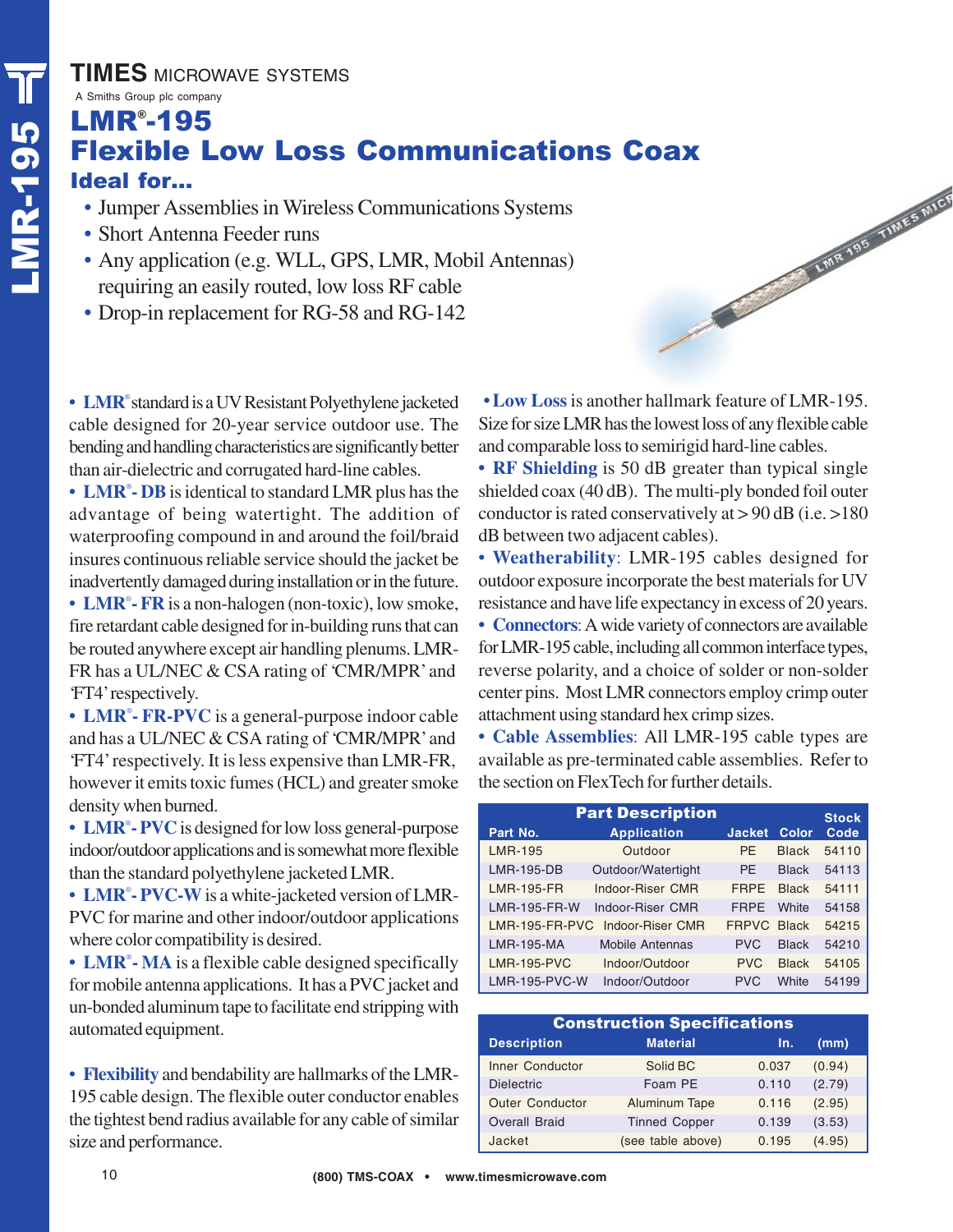**TIMES** MICROWAVE SYSTEMS

A Smiths Group plc company

# LMR®-195

# Flexible Low Loss Communications Coax

## Ideal for...

- Jumper Assemblies in Wireless Communications Systems
- Short Antenna Feeder runs
- Any application (e.g. WLL, GPS, LMR, Mobil Antennas) requiring an easily routed, low loss RF cable
- Drop-in replacement for RG-58 and RG-142

- **LMR®** standard is a UV Resistant Polyethylene jacketed cable designed for 20-year service outdoor use. The bending and handling characteristics are significantly better than air-dielectric and corrugated hard-line cables.
- **LMR®- DB** is identical to standard LMR plus has the advantage of being watertight. The addition of waterproofing compound in and around the foil/braid insures continuous reliable service should the jacket be inadvertently damaged during installation or in the future.
- **LMR®- FR** is a non-halogen (non-toxic), low smoke, fire retardant cable designed for in-building runs that can be routed anywhere except air handling plenums. LMR-FR has a UL/NEC & CSA rating of 'CMR/MPR' and 'FT4' respectively.
- **LMR®- FR-PVC** is a general-purpose indoor cable and has a UL/NEC & CSA rating of 'CMR/MPR' and 'FT4' respectively. It is less expensive than LMR-FR, however it emits toxic fumes (HCL) and greater smoke density when burned.
- **LMR®- PVC** is designed for low loss general-purpose indoor/outdoor applications and is somewhat more flexible than the standard polyethylene jacketed LMR.
- **LMR®- PVC-W** is a white-jacketed version of LMR-PVC for marine and other indoor/outdoor applications where color compatibility is desired.
- **LMR®- MA** is a flexible cable designed specifically for mobile antenna applications. It has a PVC jacket and un-bonded aluminum tape to facilitate end stripping with automated equipment.

- **Flexibility** and bendability are hallmarks of the LMR-195 cable design. The flexible outer conductor enables the tightest bend radius available for any cable of similar size and performance.

- **Low Loss** is another hallmark feature of LMR-195. Size for size LMR has the lowest loss of any flexible cable and comparable loss to semirigid hard-line cables.
- **RF Shielding** is 50 dB greater than typical single shielded coax (40 dB). The multi-ply bonded foil outer conductor is rated conservatively at > 90 dB (i.e. >180 dB between two adjacent cables).
- **Weatherability**: LMR-195 cables designed for outdoor exposure incorporate the best materials for UV resistance and have life expectancy in excess of 20 years.
- **Connectors**: A wide variety of connectors are available for LMR-195 cable, including all common interface types, reverse polarity, and a choice of solder or non-solder center pins. Most LMR connectors employ crimp outer attachment using standard hex crimp sizes.
- **Cable Assemblies**: All LMR-195 cable types are available as pre-terminated cable assemblies. Refer to the section on FlexTech for further details.

| Part Description | | | | Stock |
|---|---|---|---|---|
| **Part No.** | **Application** | **Jacket** | **Color** | **Code** |
| LMR-195 | Outdoor | PE | Black | 54110 |
| LMR-195-DB | Outdoor/Watertight | PE | Black | 54113 |
| LMR-195-FR | Indoor-Riser CMR | FRPE | Black | 54111 |
| LMR-195-FR-W | Indoor-Riser CMR | FRPE | White | 54158 |
| LMR-195-FR-PVC | Indoor-Riser CMR | FRPVC | Black | 54215 |
| LMR-195-MA | Mobile Antennas | PVC | Black | 54210 |
| LMR-195-PVC | Indoor/Outdoor | PVC | Black | 54105 |
| LMR-195-PVC-W | Indoor/Outdoor | PVC | White | 54199 |

| Construction Specifications | | | |
|---|---|---|---|
| **Description** | **Material** | **In.** | **(mm)** |
| Inner Conductor | Solid BC | 0.037 | (0.94) |
| Dielectric | Foam PE | 0.110 | (2.79) |
| Outer Conductor | Aluminum Tape | 0.116 | (2.95) |
| Overall Braid | Tinned Copper | 0.139 | (3.53) |
| Jacket | (see table above) | 0.195 | (4.95) |

(800) TMS-COAX • www.timesmicrowave.com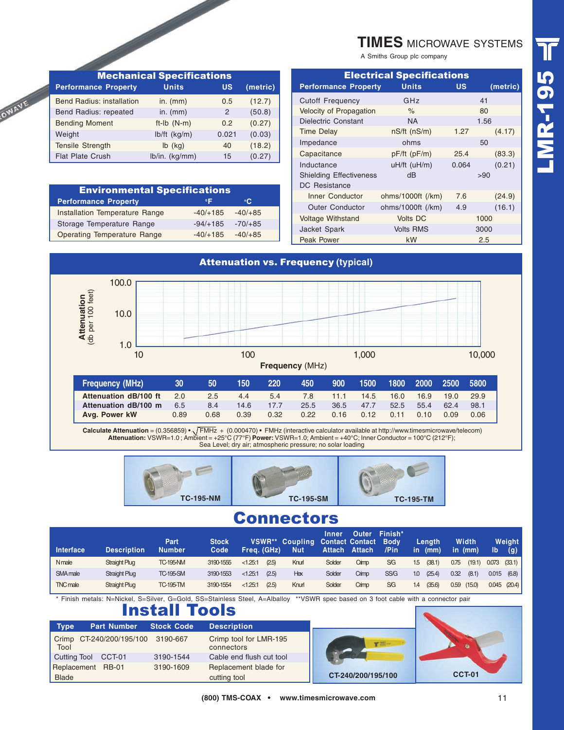TIMES MICROWAVE SYSTEMS
A Smiths Group plc company

# LMR-195

## Mechanical Specifications

| Performance Property | Units | US | (metric) |
|---|---|---|---|
| Bend Radius: installation | in. (mm) | 0.5 | (12.7) |
| Bend Radius: repeated | in. (mm) | 2 | (50.8) |
| Bending Moment | ft-lb (N-m) | 0.2 | (0.27) |
| Weight | lb/ft (kg/m) | 0.021 | (0.03) |
| Tensile Strength | lb (kg) | 40 | (18.2) |
| Flat Plate Crush | lb/in. (kg/mm) | 15 | (0.27) |

## Environmental Specifications

| Performance Property | °F | °C |
|---|---|---|
| Installation Temperature Range | -40/+185 | -40/+85 |
| Storage Temperature Range | -94/+185 | -70/+85 |
| Operating Temperature Range | -40/+185 | -40/+85 |

## Electrical Specifications

| Performance Property | Units | US | (metric) |
|---|---|---|---|
| Cutoff Frequency | GHz | 41 | |
| Velocity of Propagation | % | 80 | |
| Dielectric Constant | NA | 1.56 | |
| Time Delay | nS/ft (nS/m) | 1.27 | (4.17) |
| Impedance | ohms | 50 | |
| Capacitance | pF/ft (pF/m) | 25.4 | (83.3) |
| Inductance | uH/ft (uH/m) | 0.064 | (0.21) |
| Shielding Effectiveness | dB | >90 | |
| DC Resistance | | | |
| Inner Conductor | ohms/1000ft (/km) | 7.6 | (24.9) |
| Outer Conductor | ohms/1000ft (/km) | 4.9 | (16.1) |
| Voltage Withstand | Volts DC | 1000 | |
| Jacket Spark | Volts RMS | 3000 | |
| Peak Power | kW | 2.5 | |

## Attenuation vs. Frequency (typical)

Attenuation (db per 100 feet)
100.0
10.0
1.0
10
100
1,000
10,000
Frequency (MHz)

| Frequency (MHz) | 30 | 50 | 150 | 220 | 450 | 900 | 1500 | 1800 | 2000 | 2500 | 5800 |
|---|---|---|---|---|---|---|---|---|---|---|---|
| Attenuation dB/100 ft | 2.0 | 2.5 | 4.4 | 5.4 | 7.8 | 11.1 | 14.5 | 16.0 | 16.9 | 19.0 | 29.9 |
| Attenuation dB/100 m | 6.5 | 8.4 | 14.6 | 17.7 | 25.5 | 36.5 | 47.7 | 52.5 | 55.4 | 62.4 | 98.1 |
| Avg. Power kW | 0.89 | 0.68 | 0.39 | 0.32 | 0.22 | 0.16 | 0.12 | 0.11 | 0.10 | 0.09 | 0.06 |

**Calculate Attenuation** = (0.356859) • $\sqrt{FMHz}$ + (0.000470) • FMHz (interactive calculator available at http://www.timesmicrowave/telecom)
**Attenuation:** VSWR=1.0 ; Ambient = +25°C (77°F) **Power:** VSWR=1.0; Ambient = +40°C; Inner Conductor = 100°C (212°F);
Sea Level; dry air; atmospheric pressure; no solar loading

TC-195-NM TC-195-SM TC-195-TM

## Connectors

| Interface | Description | Part Number | Stock Code | VSWR** Freq. (GHz) | | Coupling Nut | Inner Contact Attach | Outer Contact Attach | Finish* Body /Pin | Length in | (mm) | Width in | (mm) | Weight lb | (g) |
|---|---|---|---|---|---|---|---|---|---|---|---|---|---|---|---|
| N male | Straight Plug | TC-195-NM | 3190-1555 | <1.25:1 | (2.5) | Knurl | Solder | Crimp | S/G | 1.5 | (38.1) | 0.75 | (19.1) | 0.073 | (33.1) |
| SMA male | Straight Plug | TC-195-SM | 3190-1553 | <1.25:1 | (2.5) | Hex | Solder | Crimp | SS/G | 1.0 | (25.4) | 0.32 | (8.1) | 0.015 | (6.8) |
| TNC male | Straight Plug | TC-195-TM | 3190-1554 | <1.25:1 | (2.5) | Knurl | Solder | Crimp | S/G | 1.4 | (35.6) | 0.59 | (15.0) | 0.045 | (20.4) |

\* Finish metals: N=Nickel, S=Silver, G=Gold, SS=Stainless Steel, A=Alballoy **VSWR spec based on 3 foot cable with a connector pair

## Install Tools

| Type | Part Number | Stock Code | Description |
|---|---|---|---|
| Crimp Tool | CT-240/200/195/100 | 3190-667 | Crimp tool for LMR-195 connectors |
| Cutting Tool | CCT-01 | 3190-1544 | Cable end flush cut tool |
| Replacement Blade | RB-01 | 3190-1609 | Replacement blade for cutting tool |

CT-240/200/195/100 CCT-01

(800) TMS-COAX • www.timesmicrowave.com